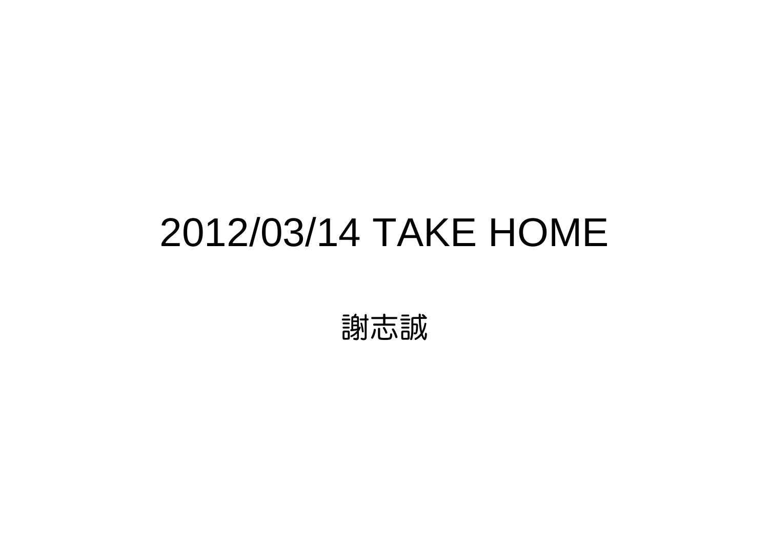# 2012/03/14 TAKE HOME

謝志誠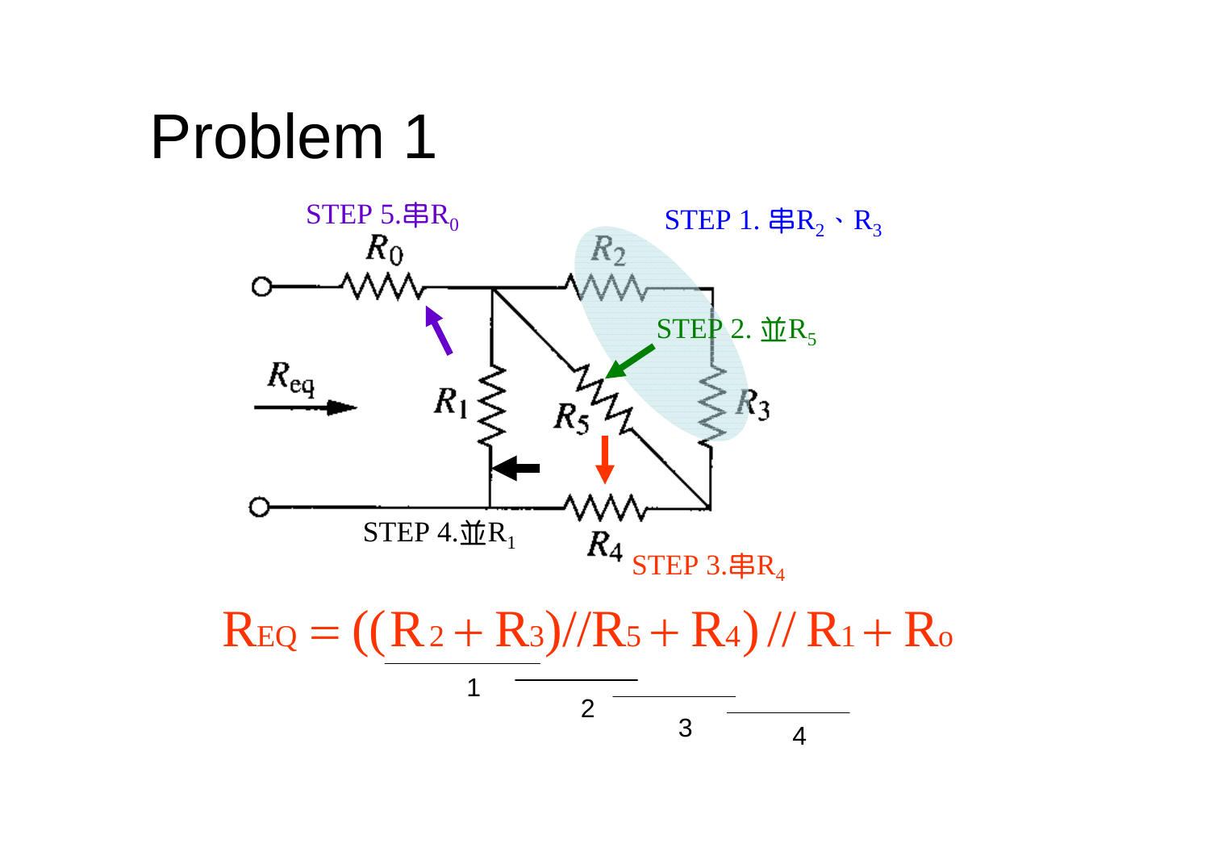# Problem 1

STEP 5.串$R_0$

STEP 1. 串$R_2$、$R_3$

STEP 2. 並$R_5$

STEP 3.串$R_4$

STEP 4.並$R_1$

$$R_{EQ} = ((R_2 + R_3)//R_5 + R_4) // R_1 + R_0$$

1 2 3 4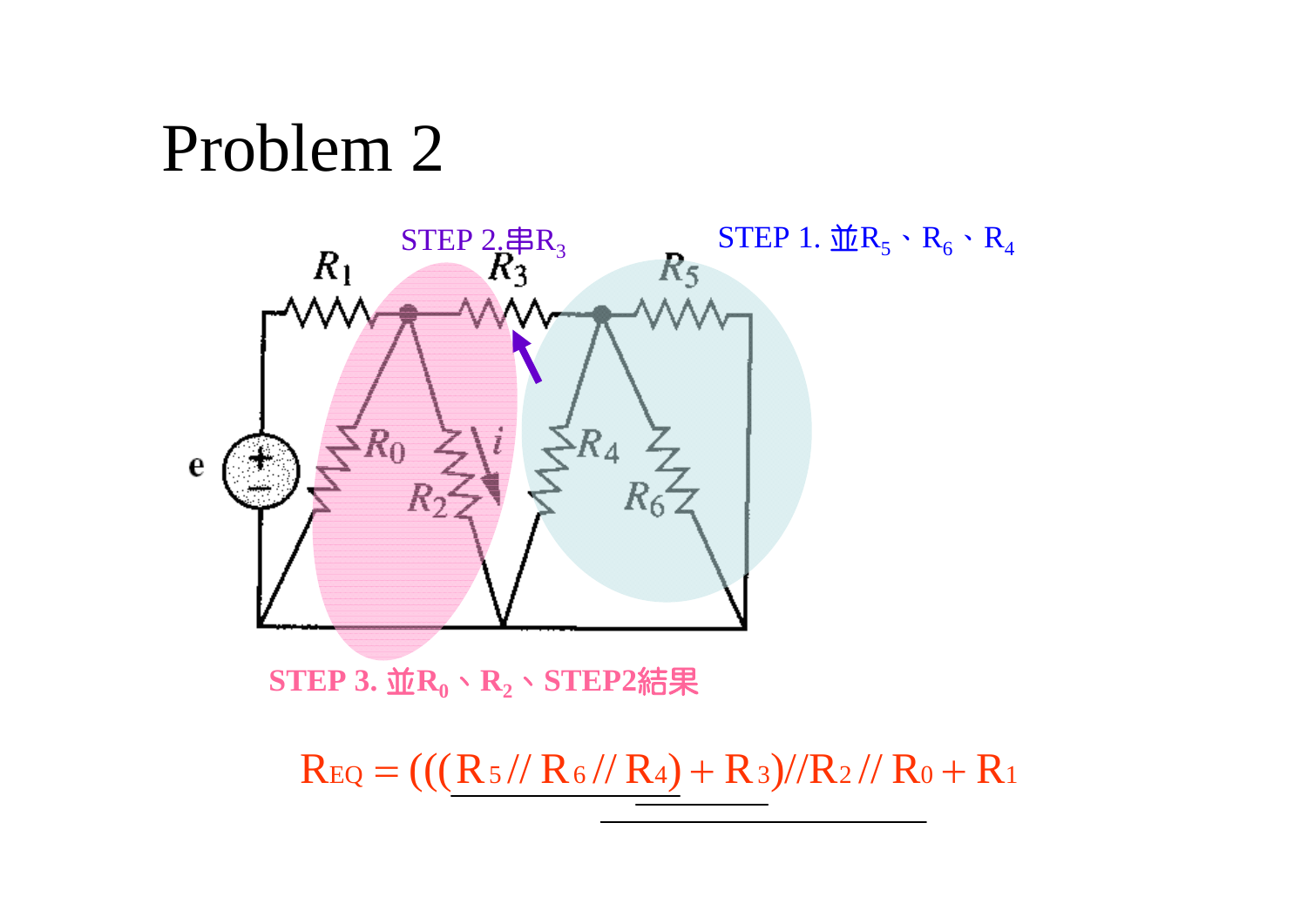# Problem 2

STEP 2.串$R_3$

STEP 1. 並$R_5$、$R_6$、$R_4$

STEP 3. 並$R_0$、$R_2$、STEP2結果

$$R_{EQ} = (((R_5 // R_6 // R_4) + R_3) // R_2 // R_0 + R_1$$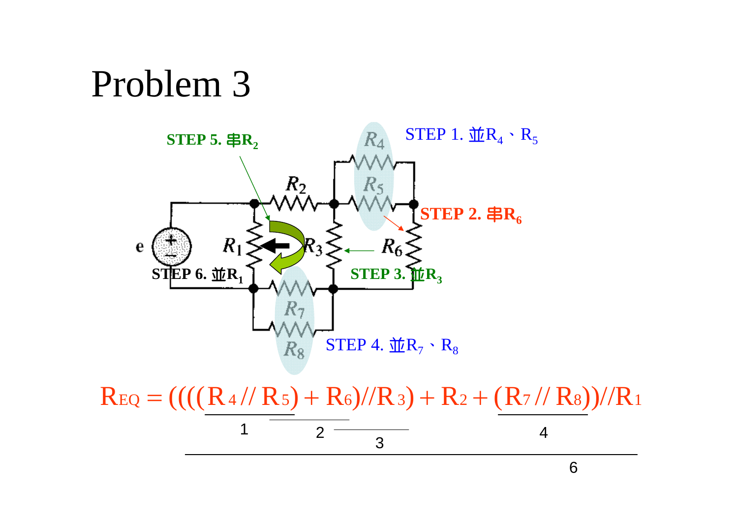# Problem 3

STEP 1. 並$R_4$、$R_5$

STEP 2. 串$R_6$

STEP 3. 並$R_3$

STEP 4. 並$R_7$、$R_8$

STEP 5. 串$R_2$

STEP 6. 並$R_1$

$$R_{EQ} = ((((R_4 // R_5) + R_6) // R_3) + R_2 + (R_7 // R_8)) // R_1$$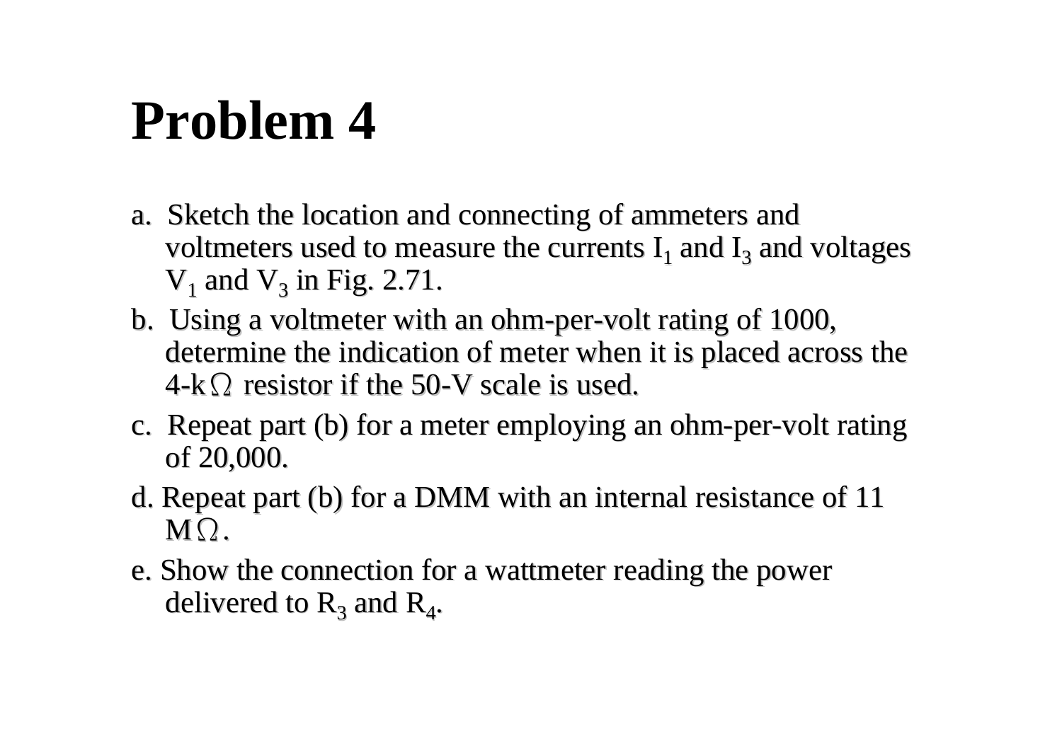# Problem 4

a. Sketch the location and connecting of ammeters and voltmeters used to measure the currents $I_1$ and $I_3$ and voltages $V_1$ and $V_3$ in Fig. 2.71.

b. Using a voltmeter with an ohm-per-volt rating of 1000, determine the indication of meter when it is placed across the 4-k$\Omega$ resistor if the 50-V scale is used.

c. Repeat part (b) for a meter employing an ohm-per-volt rating of 20,000.

d. Repeat part (b) for a DMM with an internal resistance of 11 M$\Omega$.

e. Show the connection for a wattmeter reading the power delivered to $R_3$ and $R_4$.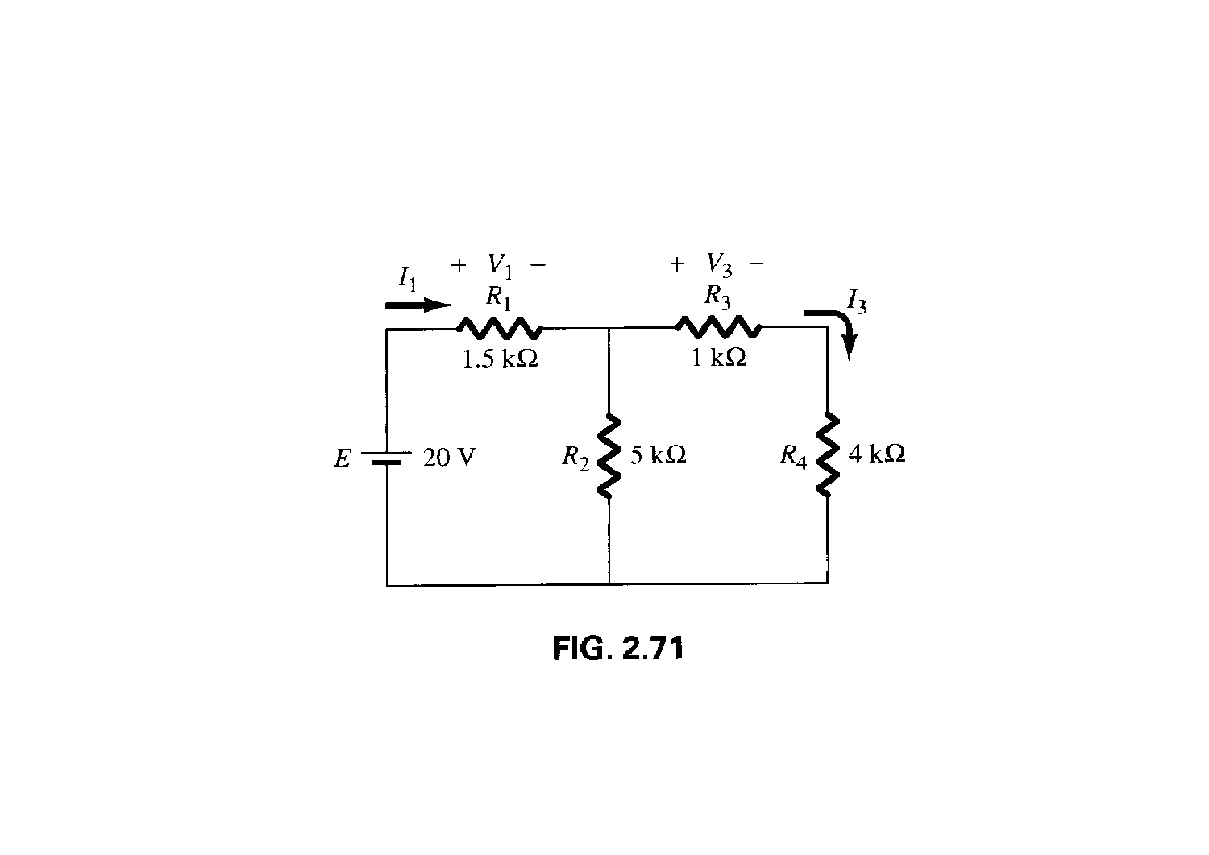**FIG. 2.71**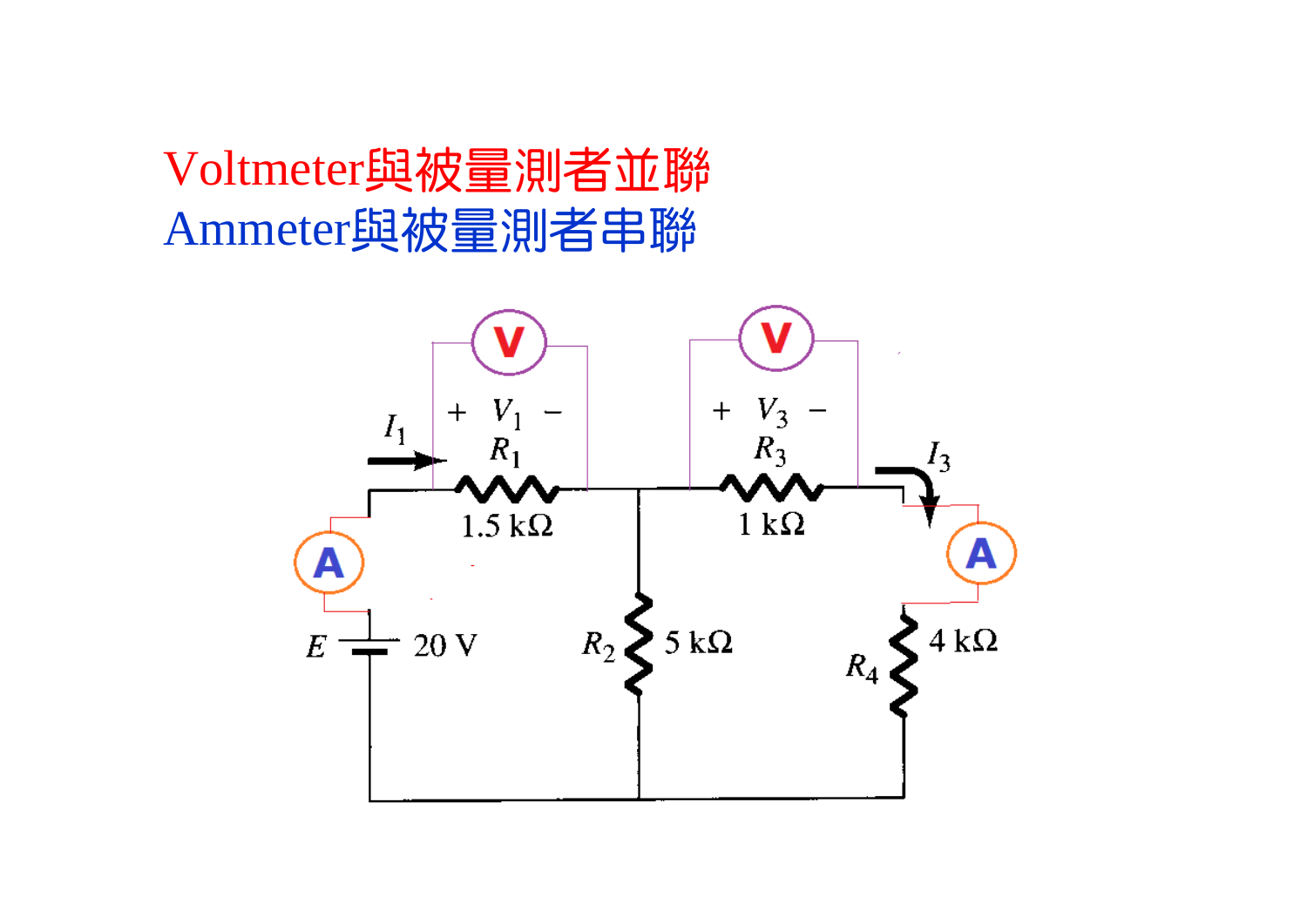Voltmeter與被量測者並聯

Ammeter與被量測者串聯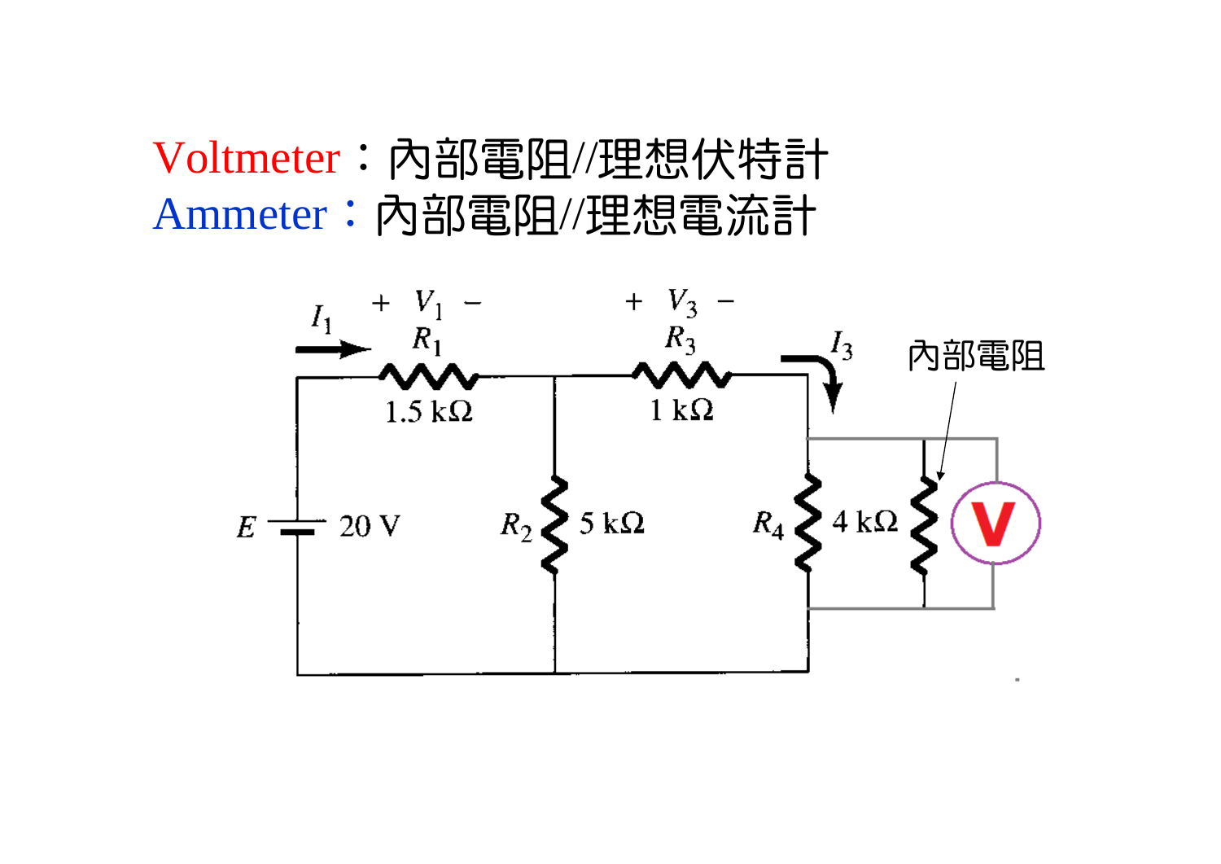Voltmeter：內部電阻//理想伏特計

Ammeter：內部電阻//理想電流計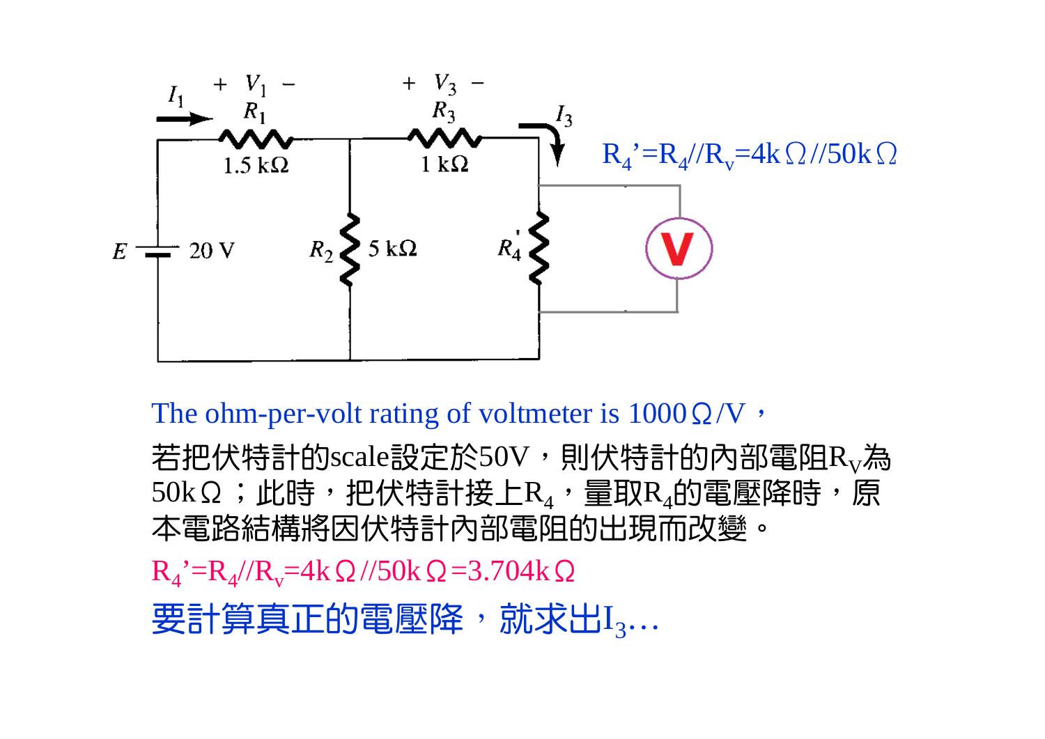$R_4' = R_4 // R_v = 4\text{k}\Omega // 50\text{k}\Omega$

The ohm-per-volt rating of voltmeter is 1000Ω/V，

若把伏特計的scale設定於50V，則伏特計的內部電阻$R_V$為50kΩ；此時，把伏特計接上$R_4$，量取$R_4$的電壓降時，原本電路結構將因伏特計內部電阻的出現而改變。

$R_4' = R_4 // R_v = 4\text{k}\Omega // 50\text{k}\Omega = 3.704\text{k}\Omega$

要計算真正的電壓降，就求出$I_3$…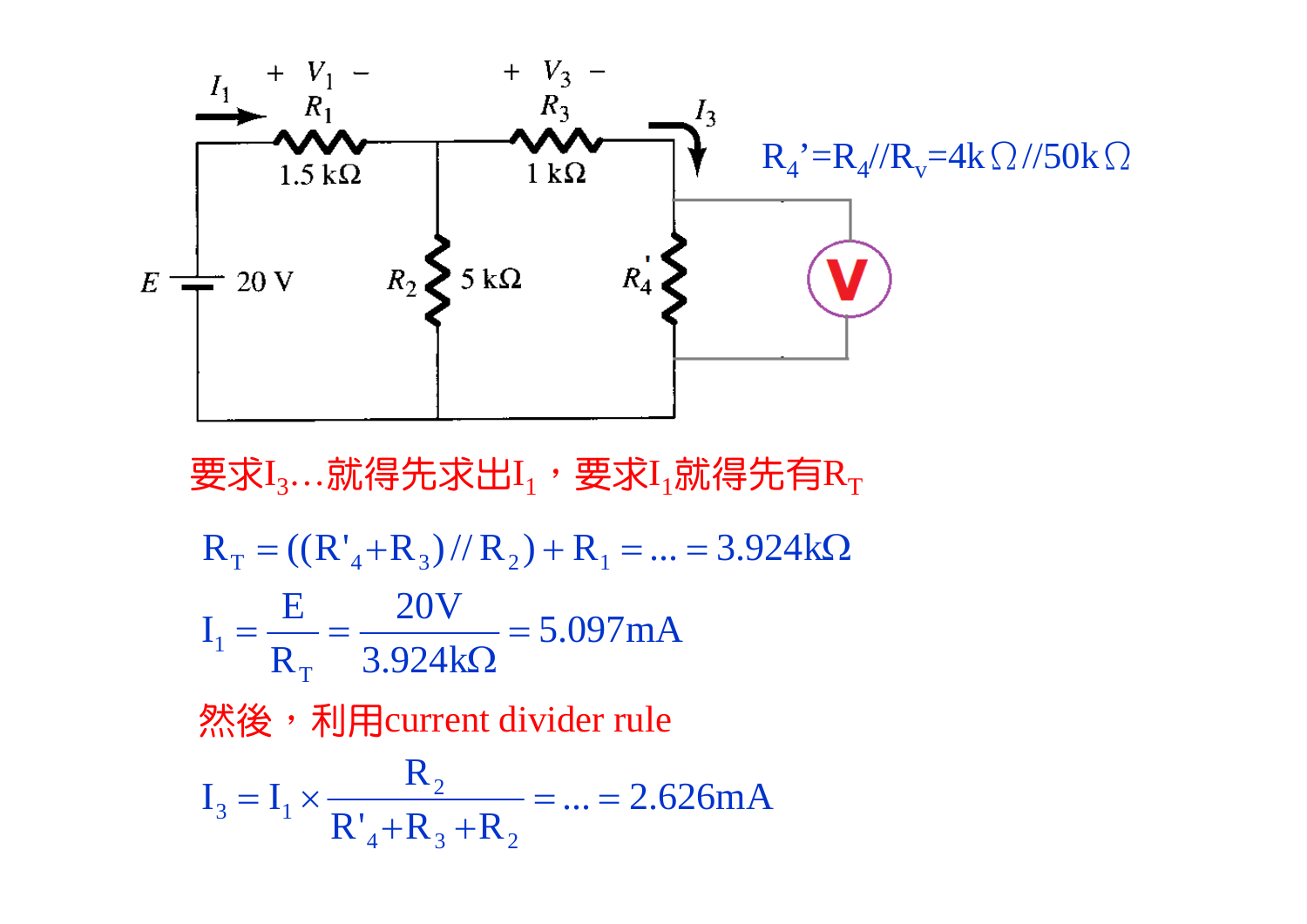$R_4' = R_4 // R_v = 4k\Omega // 50k\Omega$

要求$I_3$…就得先求出$I_1$，要求$I_1$就得先有$R_T$

$$R_T = ((R'_4 + R_3) // R_2) + R_1 = \ldots = 3.924k\Omega$$

$$I_1 = \frac{E}{R_T} = \frac{20V}{3.924k\Omega} = 5.097mA$$

然後，利用current divider rule

$$I_3 = I_1 \times \frac{R_2}{R'_4 + R_3 + R_2} = \ldots = 2.626mA$$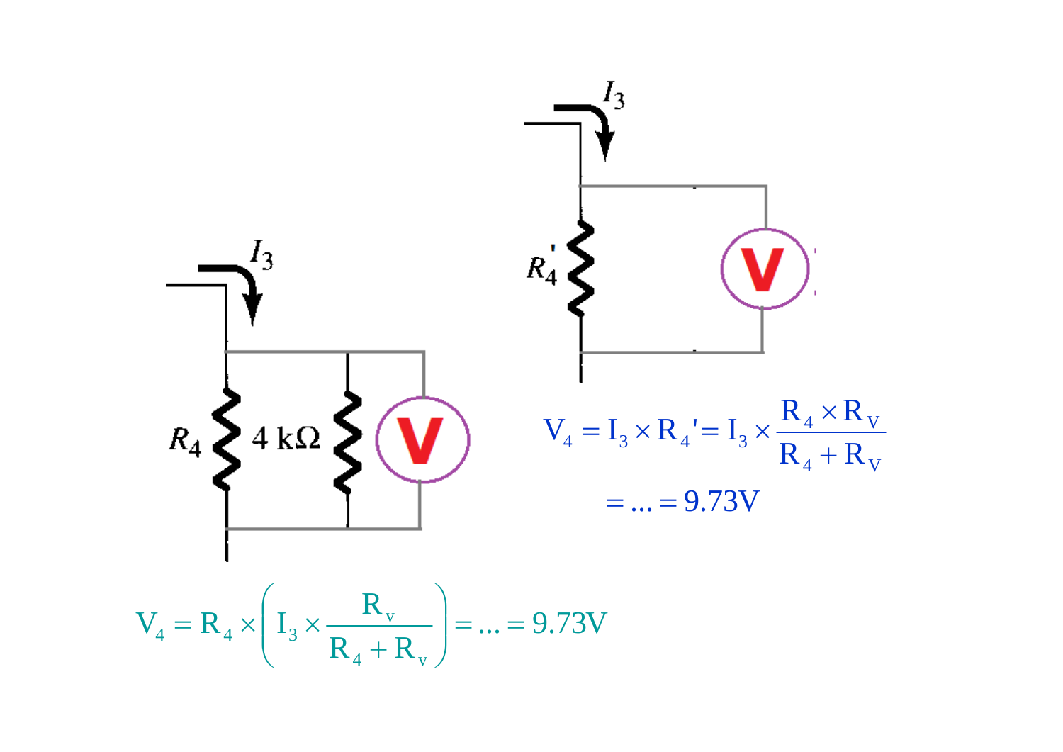$$V_4 = I_3 \times R_4' = I_3 \times \frac{R_4 \times R_V}{R_4 + R_V}$$

$$= \ldots = 9.73\text{V}$$

$$V_4 = R_4 \times \left( I_3 \times \frac{R_v}{R_4 + R_v} \right) = \ldots = 9.73\text{V}$$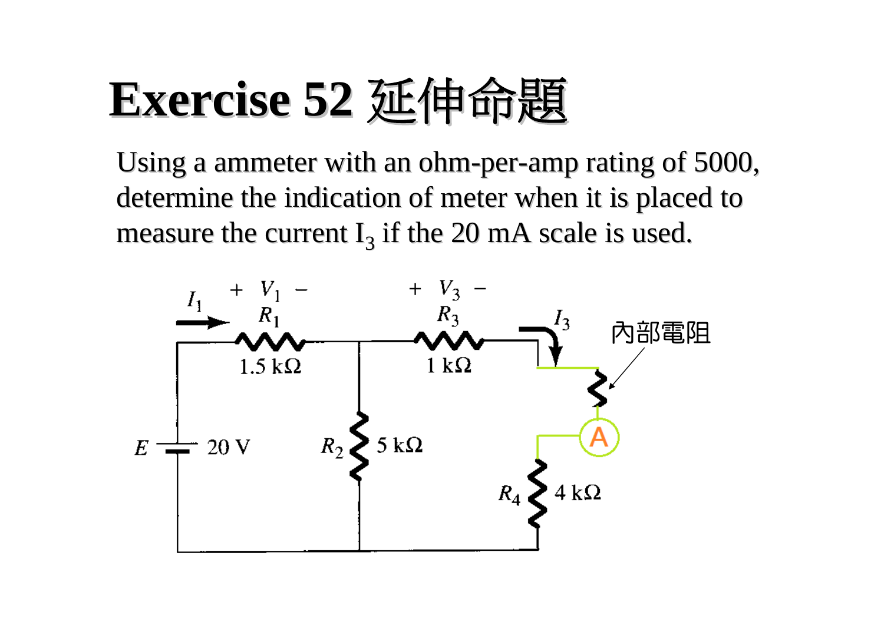# Exercise 52 延伸命題

Using a ammeter with an ohm-per-amp rating of 5000, determine the indication of meter when it is placed to measure the current $I_3$ if the 20 mA scale is used.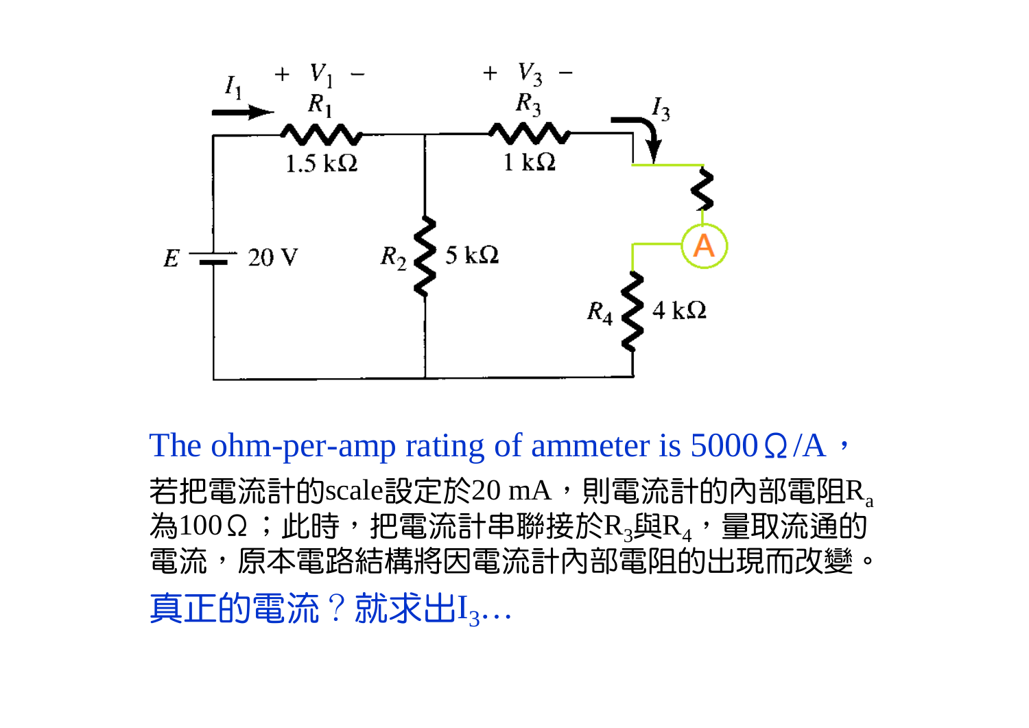The ohm-per-amp rating of ammeter is 5000Ω/A，

若把電流計的scale設定於20 mA，則電流計的內部電阻$R_a$為100Ω；此時，把電流計串聯接於$R_3$與$R_4$，量取流通的電流，原本電路結構將因電流計內部電阻的出現而改變。

真正的電流？就求出$I_3$…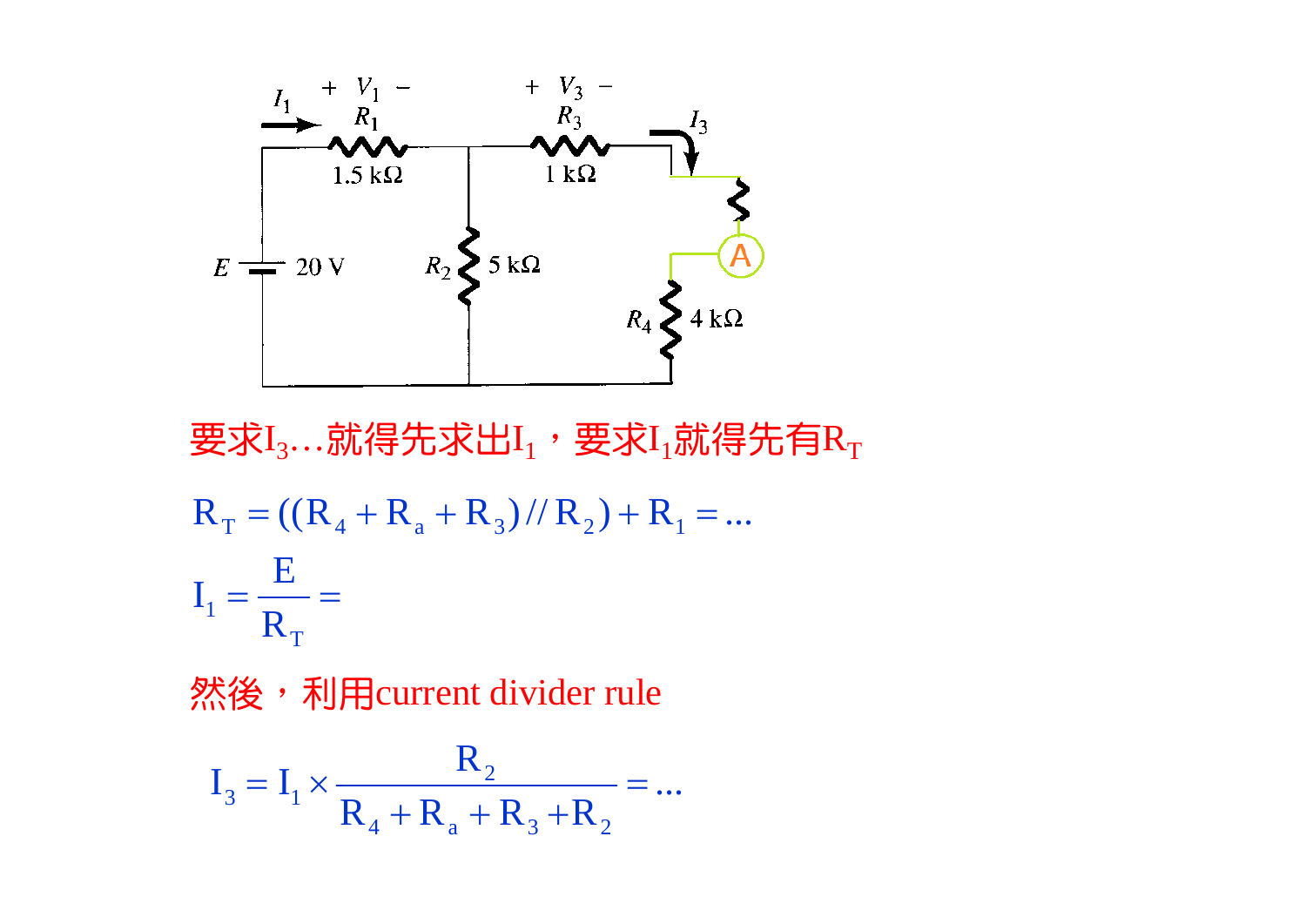$I_1$ + $V_1$ −

$R_1$

1.5 kΩ

+ $V_3$ −

$R_3$

1 kΩ

$I_3$

A

$E$ 20 V

$R_2$ 5 kΩ

$R_4$ 4 kΩ

要求$I_3$…就得先求出$I_1$，要求$I_1$就得先有$R_T$

$$R_T = ((R_4 + R_a + R_3) // R_2) + R_1 = \ldots$$

$$I_1 = \frac{E}{R_T} =$$

然後，利用current divider rule

$$I_3 = I_1 \times \frac{R_2}{R_4 + R_a + R_3 + R_2} = \ldots$$